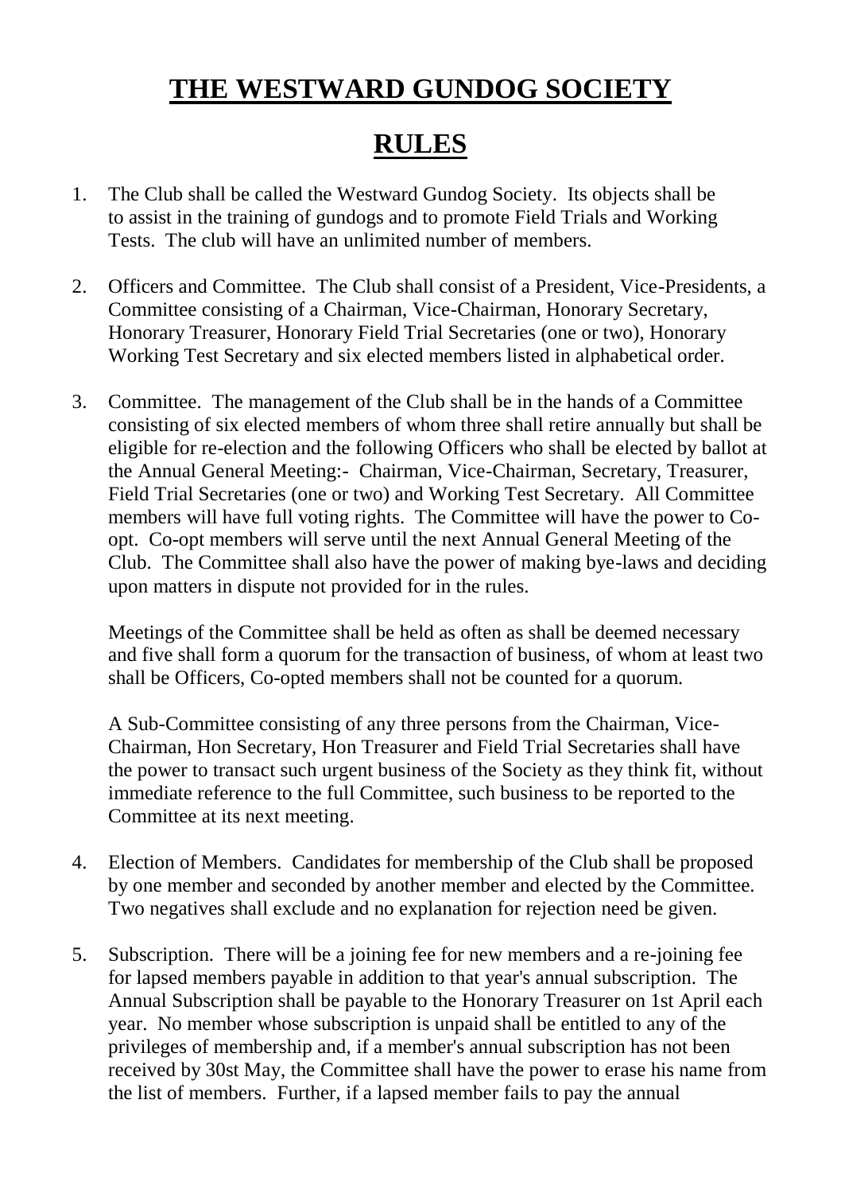# THE WESTWARD GUNDOG SOCIETY

# RULES

1. The Club shall be called the Westward Gundog Society. Its objects shall be to assist in the training of gundogs and to promote Field Trials and Working Tests. The club will have an unlimited number of members.

2. Officers and Committee. The Club shall consist of a President, Vice-Presidents, a Committee consisting of a Chairman, Vice-Chairman, Honorary Secretary, Honorary Treasurer, Honorary Field Trial Secretaries (one or two), Honorary Working Test Secretary and six elected members listed in alphabetical order.

3. Committee. The management of the Club shall be in the hands of a Committee consisting of six elected members of whom three shall retire annually but shall be eligible for re-election and the following Officers who shall be elected by ballot at the Annual General Meeting:- Chairman, Vice-Chairman, Secretary, Treasurer, Field Trial Secretaries (one or two) and Working Test Secretary. All Committee members will have full voting rights. The Committee will have the power to Co-opt. Co-opt members will serve until the next Annual General Meeting of the Club. The Committee shall also have the power of making bye-laws and deciding upon matters in dispute not provided for in the rules.

   Meetings of the Committee shall be held as often as shall be deemed necessary and five shall form a quorum for the transaction of business, of whom at least two shall be Officers, Co-opted members shall not be counted for a quorum.

   A Sub-Committee consisting of any three persons from the Chairman, Vice-Chairman, Hon Secretary, Hon Treasurer and Field Trial Secretaries shall have the power to transact such urgent business of the Society as they think fit, without immediate reference to the full Committee, such business to be reported to the Committee at its next meeting.

4. Election of Members. Candidates for membership of the Club shall be proposed by one member and seconded by another member and elected by the Committee. Two negatives shall exclude and no explanation for rejection need be given.

5. Subscription. There will be a joining fee for new members and a re-joining fee for lapsed members payable in addition to that year's annual subscription. The Annual Subscription shall be payable to the Honorary Treasurer on 1st April each year. No member whose subscription is unpaid shall be entitled to any of the privileges of membership and, if a member's annual subscription has not been received by 30st May, the Committee shall have the power to erase his name from the list of members. Further, if a lapsed member fails to pay the annual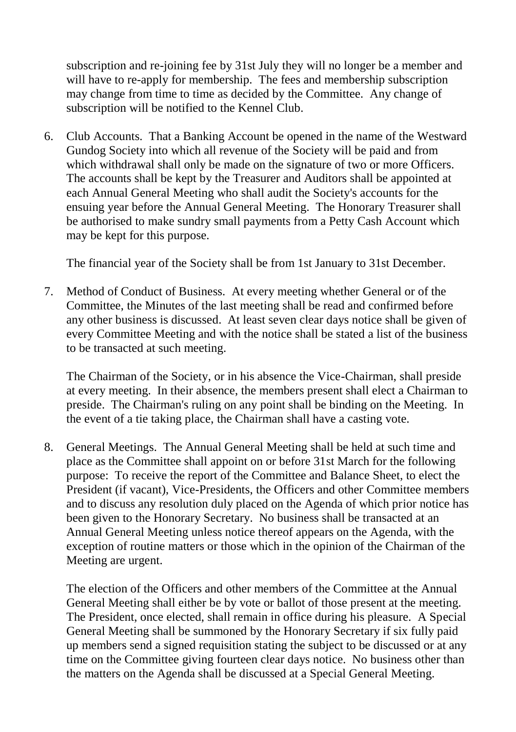subscription and re-joining fee by 31st July they will no longer be a member and will have to re-apply for membership. The fees and membership subscription may change from time to time as decided by the Committee. Any change of subscription will be notified to the Kennel Club.

6. Club Accounts. That a Banking Account be opened in the name of the Westward Gundog Society into which all revenue of the Society will be paid and from which withdrawal shall only be made on the signature of two or more Officers. The accounts shall be kept by the Treasurer and Auditors shall be appointed at each Annual General Meeting who shall audit the Society's accounts for the ensuing year before the Annual General Meeting. The Honorary Treasurer shall be authorised to make sundry small payments from a Petty Cash Account which may be kept for this purpose.

   The financial year of the Society shall be from 1st January to 31st December.

7. Method of Conduct of Business. At every meeting whether General or of the Committee, the Minutes of the last meeting shall be read and confirmed before any other business is discussed. At least seven clear days notice shall be given of every Committee Meeting and with the notice shall be stated a list of the business to be transacted at such meeting.

   The Chairman of the Society, or in his absence the Vice-Chairman, shall preside at every meeting. In their absence, the members present shall elect a Chairman to preside. The Chairman's ruling on any point shall be binding on the Meeting. In the event of a tie taking place, the Chairman shall have a casting vote.

8. General Meetings. The Annual General Meeting shall be held at such time and place as the Committee shall appoint on or before 31st March for the following purpose: To receive the report of the Committee and Balance Sheet, to elect the President (if vacant), Vice-Presidents, the Officers and other Committee members and to discuss any resolution duly placed on the Agenda of which prior notice has been given to the Honorary Secretary. No business shall be transacted at an Annual General Meeting unless notice thereof appears on the Agenda, with the exception of routine matters or those which in the opinion of the Chairman of the Meeting are urgent.

   The election of the Officers and other members of the Committee at the Annual General Meeting shall either be by vote or ballot of those present at the meeting. The President, once elected, shall remain in office during his pleasure. A Special General Meeting shall be summoned by the Honorary Secretary if six fully paid up members send a signed requisition stating the subject to be discussed or at any time on the Committee giving fourteen clear days notice. No business other than the matters on the Agenda shall be discussed at a Special General Meeting.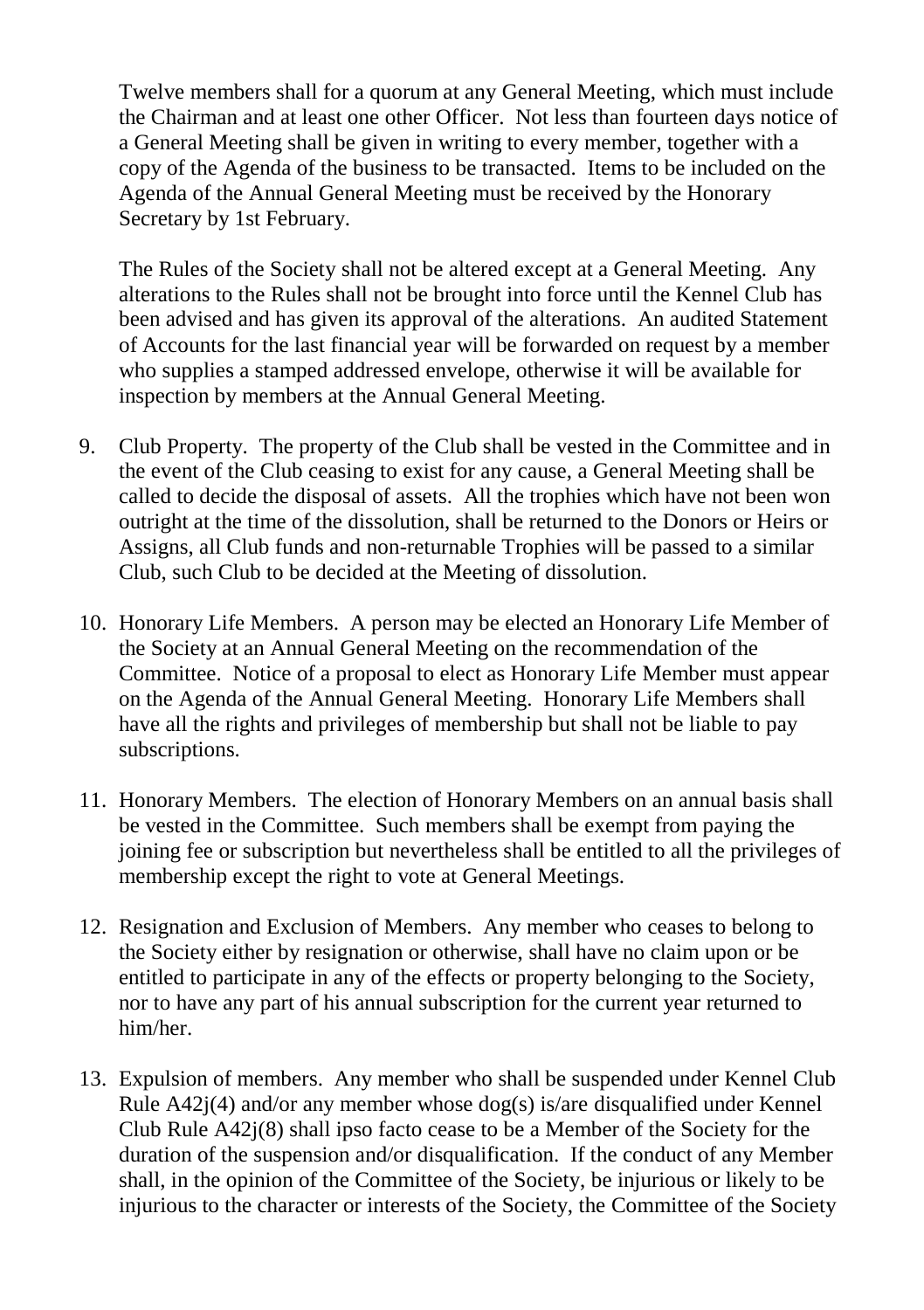Twelve members shall for a quorum at any General Meeting, which must include the Chairman and at least one other Officer. Not less than fourteen days notice of a General Meeting shall be given in writing to every member, together with a copy of the Agenda of the business to be transacted. Items to be included on the Agenda of the Annual General Meeting must be received by the Honorary Secretary by 1st February.

The Rules of the Society shall not be altered except at a General Meeting. Any alterations to the Rules shall not be brought into force until the Kennel Club has been advised and has given its approval of the alterations. An audited Statement of Accounts for the last financial year will be forwarded on request by a member who supplies a stamped addressed envelope, otherwise it will be available for inspection by members at the Annual General Meeting.

9. Club Property. The property of the Club shall be vested in the Committee and in the event of the Club ceasing to exist for any cause, a General Meeting shall be called to decide the disposal of assets. All the trophies which have not been won outright at the time of the dissolution, shall be returned to the Donors or Heirs or Assigns, all Club funds and non-returnable Trophies will be passed to a similar Club, such Club to be decided at the Meeting of dissolution.

10. Honorary Life Members. A person may be elected an Honorary Life Member of the Society at an Annual General Meeting on the recommendation of the Committee. Notice of a proposal to elect as Honorary Life Member must appear on the Agenda of the Annual General Meeting. Honorary Life Members shall have all the rights and privileges of membership but shall not be liable to pay subscriptions.

11. Honorary Members. The election of Honorary Members on an annual basis shall be vested in the Committee. Such members shall be exempt from paying the joining fee or subscription but nevertheless shall be entitled to all the privileges of membership except the right to vote at General Meetings.

12. Resignation and Exclusion of Members. Any member who ceases to belong to the Society either by resignation or otherwise, shall have no claim upon or be entitled to participate in any of the effects or property belonging to the Society, nor to have any part of his annual subscription for the current year returned to him/her.

13. Expulsion of members. Any member who shall be suspended under Kennel Club Rule A42j(4) and/or any member whose dog(s) is/are disqualified under Kennel Club Rule A42j(8) shall ipso facto cease to be a Member of the Society for the duration of the suspension and/or disqualification. If the conduct of any Member shall, in the opinion of the Committee of the Society, be injurious or likely to be injurious to the character or interests of the Society, the Committee of the Society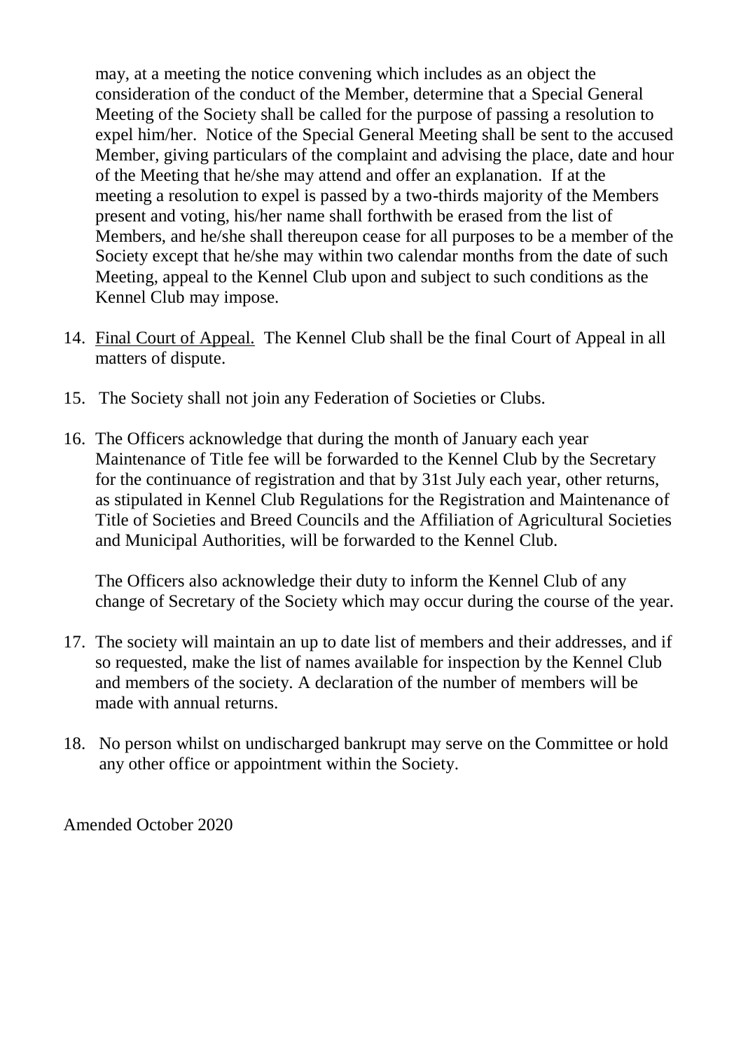may, at a meeting the notice convening which includes as an object the consideration of the conduct of the Member, determine that a Special General Meeting of the Society shall be called for the purpose of passing a resolution to expel him/her. Notice of the Special General Meeting shall be sent to the accused Member, giving particulars of the complaint and advising the place, date and hour of the Meeting that he/she may attend and offer an explanation. If at the meeting a resolution to expel is passed by a two-thirds majority of the Members present and voting, his/her name shall forthwith be erased from the list of Members, and he/she shall thereupon cease for all purposes to be a member of the Society except that he/she may within two calendar months from the date of such Meeting, appeal to the Kennel Club upon and subject to such conditions as the Kennel Club may impose.

14. Final Court of Appeal. The Kennel Club shall be the final Court of Appeal in all matters of dispute.

15. The Society shall not join any Federation of Societies or Clubs.

16. The Officers acknowledge that during the month of January each year Maintenance of Title fee will be forwarded to the Kennel Club by the Secretary for the continuance of registration and that by 31st July each year, other returns, as stipulated in Kennel Club Regulations for the Registration and Maintenance of Title of Societies and Breed Councils and the Affiliation of Agricultural Societies and Municipal Authorities, will be forwarded to the Kennel Club.

    The Officers also acknowledge their duty to inform the Kennel Club of any change of Secretary of the Society which may occur during the course of the year.

17. The society will maintain an up to date list of members and their addresses, and if so requested, make the list of names available for inspection by the Kennel Club and members of the society. A declaration of the number of members will be made with annual returns.

18. No person whilst on undischarged bankrupt may serve on the Committee or hold any other office or appointment within the Society.

Amended October 2020